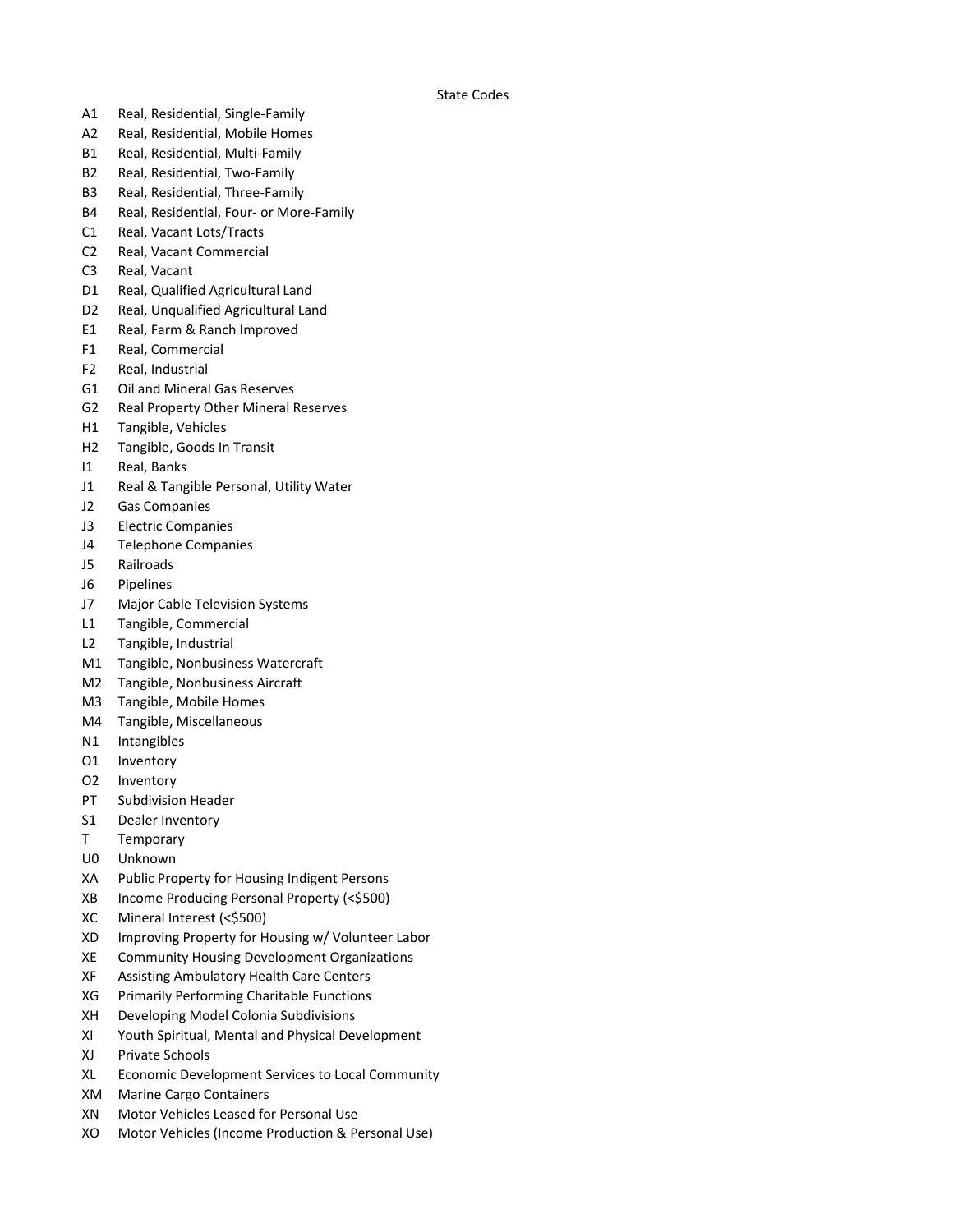# State Codes

| Code | Description |
|---|---|
| A1 | Real, Residential, Single-Family |
| A2 | Real, Residential, Mobile Homes |
| B1 | Real, Residential, Multi-Family |
| B2 | Real, Residential, Two-Family |
| B3 | Real, Residential, Three-Family |
| B4 | Real, Residential, Four- or More-Family |
| C1 | Real, Vacant Lots/Tracts |
| C2 | Real, Vacant Commercial |
| C3 | Real, Vacant |
| D1 | Real, Qualified Agricultural Land |
| D2 | Real, Unqualified Agricultural Land |
| E1 | Real, Farm & Ranch Improved |
| F1 | Real, Commercial |
| F2 | Real, Industrial |
| G1 | Oil and Mineral Gas Reserves |
| G2 | Real Property Other Mineral Reserves |
| H1 | Tangible, Vehicles |
| H2 | Tangible, Goods In Transit |
| I1 | Real, Banks |
| J1 | Real & Tangible Personal, Utility Water |
| J2 | Gas Companies |
| J3 | Electric Companies |
| J4 | Telephone Companies |
| J5 | Railroads |
| J6 | Pipelines |
| J7 | Major Cable Television Systems |
| L1 | Tangible, Commercial |
| L2 | Tangible, Industrial |
| M1 | Tangible, Nonbusiness Watercraft |
| M2 | Tangible, Nonbusiness Aircraft |
| M3 | Tangible, Mobile Homes |
| M4 | Tangible, Miscellaneous |
| N1 | Intangibles |
| O1 | Inventory |
| O2 | Inventory |
| PT | Subdivision Header |
| S1 | Dealer Inventory |
| T | Temporary |
| U0 | Unknown |
| XA | Public Property for Housing Indigent Persons |
| XB | Income Producing Personal Property (<$500) |
| XC | Mineral Interest (<$500) |
| XD | Improving Property for Housing w/ Volunteer Labor |
| XE | Community Housing Development Organizations |
| XF | Assisting Ambulatory Health Care Centers |
| XG | Primarily Performing Charitable Functions |
| XH | Developing Model Colonia Subdivisions |
| XI | Youth Spiritual, Mental and Physical Development |
| XJ | Private Schools |
| XL | Economic Development Services to Local Community |
| XM | Marine Cargo Containers |
| XN | Motor Vehicles Leased for Personal Use |
| XO | Motor Vehicles (Income Production & Personal Use) |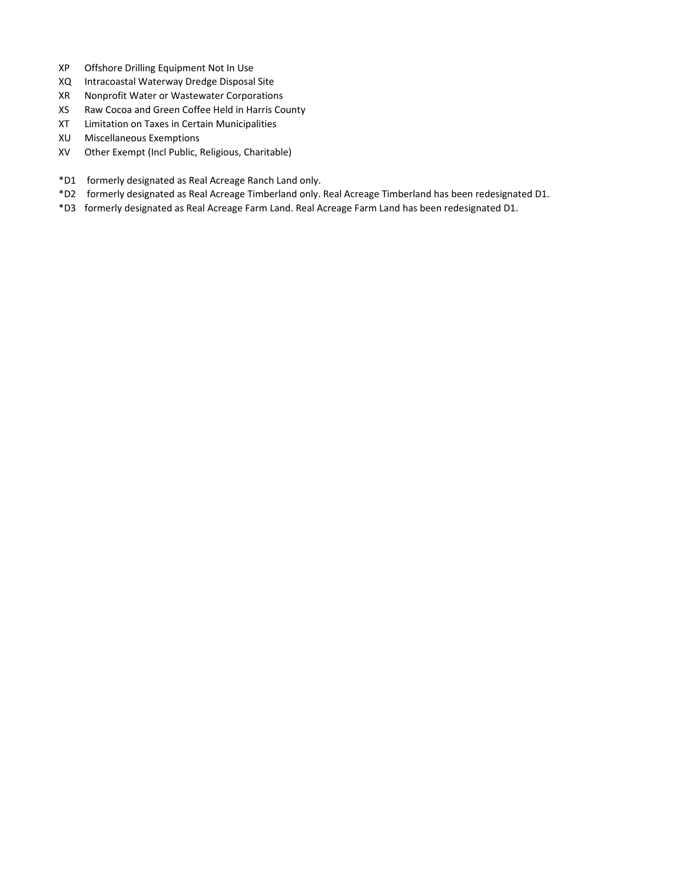| | |
|---|---|
| XP | Offshore Drilling Equipment Not In Use |
| XQ | Intracoastal Waterway Dredge Disposal Site |
| XR | Nonprofit Water or Wastewater Corporations |
| XS | Raw Cocoa and Green Coffee Held in Harris County |
| XT | Limitation on Taxes in Certain Municipalities |
| XU | Miscellaneous Exemptions |
| XV | Other Exempt (Incl Public, Religious, Charitable) |

*D1 formerly designated as Real Acreage Ranch Land only.

*D2 formerly designated as Real Acreage Timberland only. Real Acreage Timberland has been redesignated D1.

*D3 formerly designated as Real Acreage Farm Land. Real Acreage Farm Land has been redesignated D1.